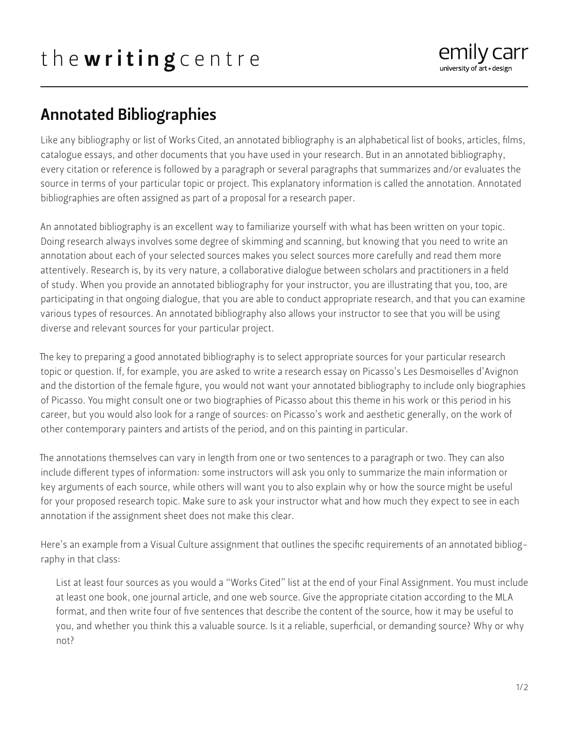# the **writing** centre

emily carr
university of art + design

## Annotated Bibliographies

Like any bibliography or list of Works Cited, an annotated bibliography is an alphabetical list of books, articles, films, catalogue essays, and other documents that you have used in your research. But in an annotated bibliography, every citation or reference is followed by a paragraph or several paragraphs that summarizes and/or evaluates the source in terms of your particular topic or project. This explanatory information is called the annotation. Annotated bibliographies are often assigned as part of a proposal for a research paper.

An annotated bibliography is an excellent way to familiarize yourself with what has been written on your topic. Doing research always involves some degree of skimming and scanning, but knowing that you need to write an annotation about each of your selected sources makes you select sources more carefully and read them more attentively. Research is, by its very nature, a collaborative dialogue between scholars and practitioners in a field of study. When you provide an annotated bibliography for your instructor, you are illustrating that you, too, are participating in that ongoing dialogue, that you are able to conduct appropriate research, and that you can examine various types of resources. An annotated bibliography also allows your instructor to see that you will be using diverse and relevant sources for your particular project.

The key to preparing a good annotated bibliography is to select appropriate sources for your particular research topic or question. If, for example, you are asked to write a research essay on Picasso's Les Desmoiselles d'Avignon and the distortion of the female figure, you would not want your annotated bibliography to include only biographies of Picasso. You might consult one or two biographies of Picasso about this theme in his work or this period in his career, but you would also look for a range of sources: on Picasso's work and aesthetic generally, on the work of other contemporary painters and artists of the period, and on this painting in particular.

The annotations themselves can vary in length from one or two sentences to a paragraph or two. They can also include different types of information: some instructors will ask you only to summarize the main information or key arguments of each source, while others will want you to also explain why or how the source might be useful for your proposed research topic. Make sure to ask your instructor what and how much they expect to see in each annotation if the assignment sheet does not make this clear.

Here's an example from a Visual Culture assignment that outlines the specific requirements of an annotated bibliography in that class:

> List at least four sources as you would a "Works Cited" list at the end of your Final Assignment. You must include at least one book, one journal article, and one web source. Give the appropriate citation according to the MLA format, and then write four of five sentences that describe the content of the source, how it may be useful to you, and whether you think this a valuable source. Is it a reliable, superficial, or demanding source? Why or why not?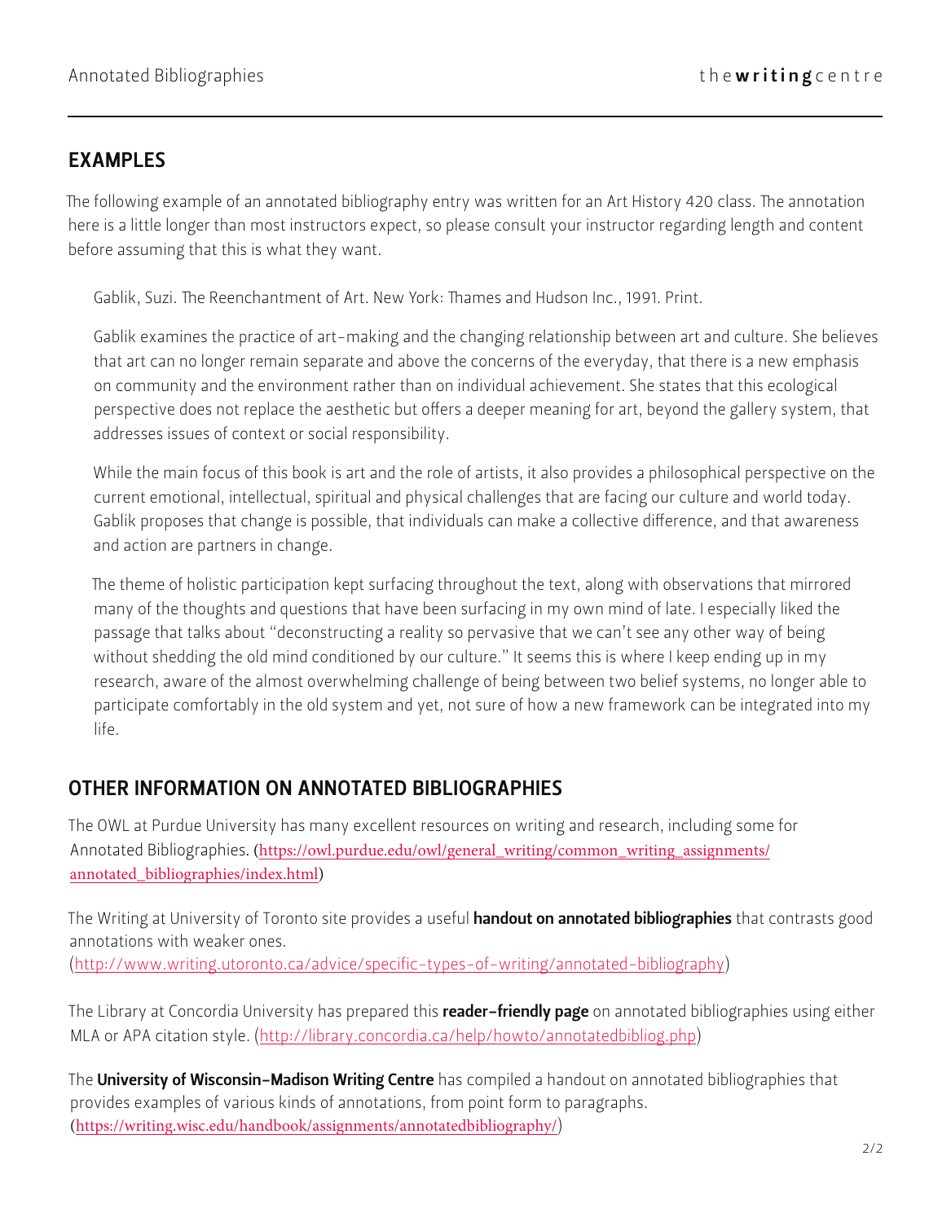## EXAMPLES

The following example of an annotated bibliography entry was written for an Art History 420 class. The annotation here is a little longer than most instructors expect, so please consult your instructor regarding length and content before assuming that this is what they want.

> Gablik, Suzi. The Reenchantment of Art. New York: Thames and Hudson Inc., 1991. Print.
>
> Gablik examines the practice of art-making and the changing relationship between art and culture. She believes that art can no longer remain separate and above the concerns of the everyday, that there is a new emphasis on community and the environment rather than on individual achievement. She states that this ecological perspective does not replace the aesthetic but offers a deeper meaning for art, beyond the gallery system, that addresses issues of context or social responsibility.
>
> While the main focus of this book is art and the role of artists, it also provides a philosophical perspective on the current emotional, intellectual, spiritual and physical challenges that are facing our culture and world today. Gablik proposes that change is possible, that individuals can make a collective difference, and that awareness and action are partners in change.
>
> The theme of holistic participation kept surfacing throughout the text, along with observations that mirrored many of the thoughts and questions that have been surfacing in my own mind of late. I especially liked the passage that talks about "deconstructing a reality so pervasive that we can't see any other way of being without shedding the old mind conditioned by our culture." It seems this is where I keep ending up in my research, aware of the almost overwhelming challenge of being between two belief systems, no longer able to participate comfortably in the old system and yet, not sure of how a new framework can be integrated into my life.

## OTHER INFORMATION ON ANNOTATED BIBLIOGRAPHIES

The OWL at Purdue University has many excellent resources on writing and research, including some for Annotated Bibliographies. (https://owl.purdue.edu/owl/general_writing/common_writing_assignments/annotated_bibliographies/index.html)

The Writing at University of Toronto site provides a useful **handout on annotated bibliographies** that contrasts good annotations with weaker ones. (http://www.writing.utoronto.ca/advice/specific-types-of-writing/annotated-bibliography)

The Library at Concordia University has prepared this **reader-friendly page** on annotated bibliographies using either MLA or APA citation style. (http://library.concordia.ca/help/howto/annotatedbibliog.php)

The **University of Wisconsin-Madison Writing Centre** has compiled a handout on annotated bibliographies that provides examples of various kinds of annotations, from point form to paragraphs. (https://writing.wisc.edu/handbook/assignments/annotatedbibliography/)